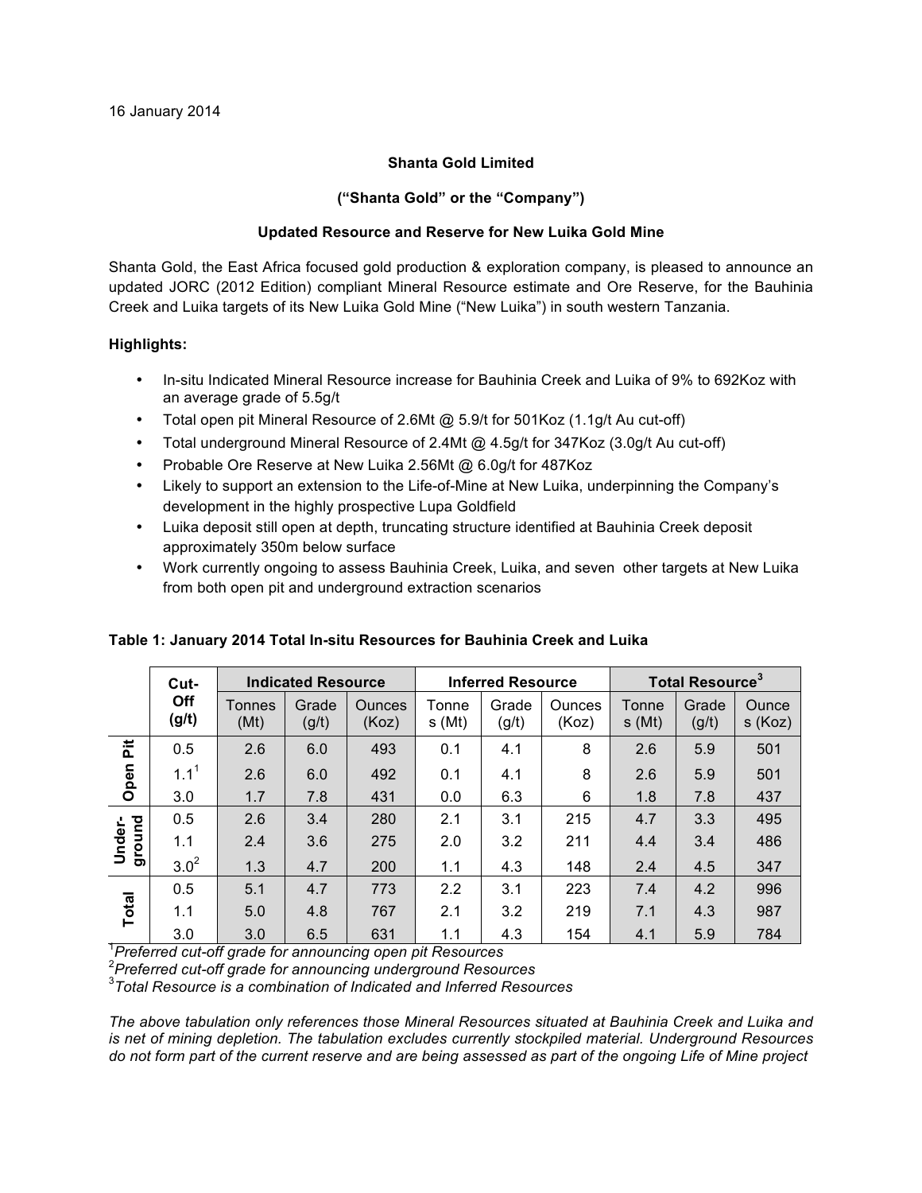16 January 2014

**Shanta Gold Limited**

**("Shanta Gold" or the "Company")**

**Updated Resource and Reserve for New Luika Gold Mine**

Shanta Gold, the East Africa focused gold production & exploration company, is pleased to announce an updated JORC (2012 Edition) compliant Mineral Resource estimate and Ore Reserve, for the Bauhinia Creek and Luika targets of its New Luika Gold Mine ("New Luika") in south western Tanzania.

**Highlights:**

- In-situ Indicated Mineral Resource increase for Bauhinia Creek and Luika of 9% to 692Koz with an average grade of 5.5g/t
- Total open pit Mineral Resource of 2.6Mt @ 5.9/t for 501Koz (1.1g/t Au cut-off)
- Total underground Mineral Resource of 2.4Mt @ 4.5g/t for 347Koz (3.0g/t Au cut-off)
- Probable Ore Reserve at New Luika 2.56Mt @ 6.0g/t for 487Koz
- Likely to support an extension to the Life-of-Mine at New Luika, underpinning the Company's development in the highly prospective Lupa Goldfield
- Luika deposit still open at depth, truncating structure identified at Bauhinia Creek deposit approximately 350m below surface
- Work currently ongoing to assess Bauhinia Creek, Luika, and seven other targets at New Luika from both open pit and underground extraction scenarios

**Table 1: January 2014 Total In-situ Resources for Bauhinia Creek and Luika**

| | Cut-Off (g/t) | Indicated Resource | | | Inferred Resource | | | Total Resource[3] | | |
|---|---|---|---|---|---|---|---|---|---|---|
| | | Tonnes (Mt) | Grade (g/t) | Ounces (Koz) | Tonnes (Mt) | Grade (g/t) | Ounces (Koz) | Tonnes (Mt) | Grade (g/t) | Ounces (Koz) |
| Open Pit | 0.5 | 2.6 | 6.0 | 493 | 0.1 | 4.1 | 8 | 2.6 | 5.9 | 501 |
| | 1.1[1] | 2.6 | 6.0 | 492 | 0.1 | 4.1 | 8 | 2.6 | 5.9 | 501 |
| | 3.0 | 1.7 | 7.8 | 431 | 0.0 | 6.3 | 6 | 1.8 | 7.8 | 437 |
| Under-ground | 0.5 | 2.6 | 3.4 | 280 | 2.1 | 3.1 | 215 | 4.7 | 3.3 | 495 |
| | 1.1 | 2.4 | 3.6 | 275 | 2.0 | 3.2 | 211 | 4.4 | 3.4 | 486 |
| | 3.0[2] | 1.3 | 4.7 | 200 | 1.1 | 4.3 | 148 | 2.4 | 4.5 | 347 |
| Total | 0.5 | 5.1 | 4.7 | 773 | 2.2 | 3.1 | 223 | 7.4 | 4.2 | 996 |
| | 1.1 | 5.0 | 4.8 | 767 | 2.1 | 3.2 | 219 | 7.1 | 4.3 | 987 |
| | 3.0 | 3.0 | 6.5 | 631 | 1.1 | 4.3 | 154 | 4.1 | 5.9 | 784 |

[1]*Preferred cut-off grade for announcing open pit Resources*
[2]*Preferred cut-off grade for announcing underground Resources*
[3]*Total Resource is a combination of Indicated and Inferred Resources*

*The above tabulation only references those Mineral Resources situated at Bauhinia Creek and Luika and is net of mining depletion. The tabulation excludes currently stockpiled material. Underground Resources do not form part of the current reserve and are being assessed as part of the ongoing Life of Mine project*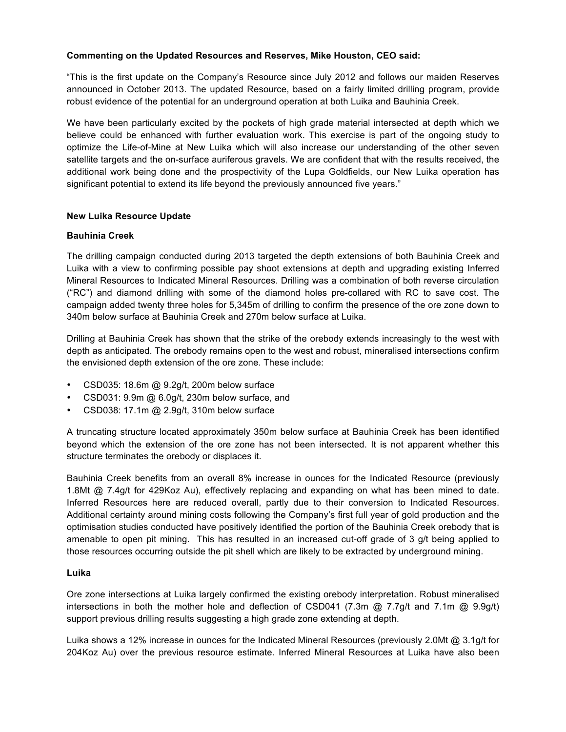**Commenting on the Updated Resources and Reserves, Mike Houston, CEO said:**

"This is the first update on the Company's Resource since July 2012 and follows our maiden Reserves announced in October 2013. The updated Resource, based on a fairly limited drilling program, provide robust evidence of the potential for an underground operation at both Luika and Bauhinia Creek.

We have been particularly excited by the pockets of high grade material intersected at depth which we believe could be enhanced with further evaluation work. This exercise is part of the ongoing study to optimize the Life-of-Mine at New Luika which will also increase our understanding of the other seven satellite targets and the on-surface auriferous gravels. We are confident that with the results received, the additional work being done and the prospectivity of the Lupa Goldfields, our New Luika operation has significant potential to extend its life beyond the previously announced five years."

**New Luika Resource Update**

**Bauhinia Creek**

The drilling campaign conducted during 2013 targeted the depth extensions of both Bauhinia Creek and Luika with a view to confirming possible pay shoot extensions at depth and upgrading existing Inferred Mineral Resources to Indicated Mineral Resources. Drilling was a combination of both reverse circulation ("RC") and diamond drilling with some of the diamond holes pre-collared with RC to save cost. The campaign added twenty three holes for 5,345m of drilling to confirm the presence of the ore zone down to 340m below surface at Bauhinia Creek and 270m below surface at Luika.

Drilling at Bauhinia Creek has shown that the strike of the orebody extends increasingly to the west with depth as anticipated. The orebody remains open to the west and robust, mineralised intersections confirm the envisioned depth extension of the ore zone. These include:

- CSD035: 18.6m @ 9.2g/t, 200m below surface
- CSD031: 9.9m @ 6.0g/t, 230m below surface, and
- CSD038: 17.1m @ 2.9g/t, 310m below surface

A truncating structure located approximately 350m below surface at Bauhinia Creek has been identified beyond which the extension of the ore zone has not been intersected. It is not apparent whether this structure terminates the orebody or displaces it.

Bauhinia Creek benefits from an overall 8% increase in ounces for the Indicated Resource (previously 1.8Mt @ 7.4g/t for 429Koz Au), effectively replacing and expanding on what has been mined to date. Inferred Resources here are reduced overall, partly due to their conversion to Indicated Resources. Additional certainty around mining costs following the Company's first full year of gold production and the optimisation studies conducted have positively identified the portion of the Bauhinia Creek orebody that is amenable to open pit mining. This has resulted in an increased cut-off grade of 3 g/t being applied to those resources occurring outside the pit shell which are likely to be extracted by underground mining.

**Luika**

Ore zone intersections at Luika largely confirmed the existing orebody interpretation. Robust mineralised intersections in both the mother hole and deflection of CSD041 (7.3m @ 7.7g/t and 7.1m @ 9.9g/t) support previous drilling results suggesting a high grade zone extending at depth.

Luika shows a 12% increase in ounces for the Indicated Mineral Resources (previously 2.0Mt @ 3.1g/t for 204Koz Au) over the previous resource estimate. Inferred Mineral Resources at Luika have also been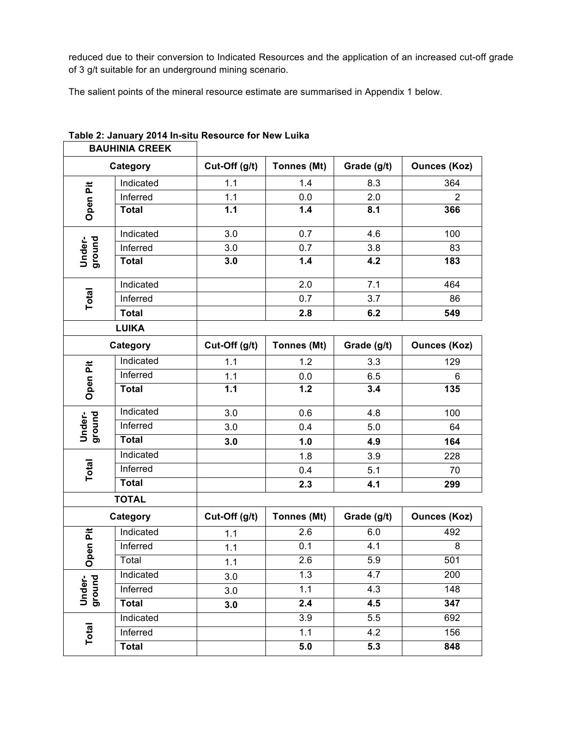reduced due to their conversion to Indicated Resources and the application of an increased cut-off grade of 3 g/t suitable for an underground mining scenario.

The salient points of the mineral resource estimate are summarised in Appendix 1 below.

**Table 2: January 2014 In-situ Resource for New Luika**

| **BAUHINIA CREEK** | | | | | |
|---|---|---|---|---|---|
| **Category** | | **Cut-Off (g/t)** | **Tonnes (Mt)** | **Grade (g/t)** | **Ounces (Koz)** |
| **Open Pit** | Indicated | 1.1 | 1.4 | 8.3 | 364 |
| | Inferred | 1.1 | 0.0 | 2.0 | 2 |
| | **Total** | **1.1** | **1.4** | **8.1** | **366** |
| **Under-ground** | Indicated | 3.0 | 0.7 | 4.6 | 100 |
| | Inferred | 3.0 | 0.7 | 3.8 | 83 |
| | **Total** | **3.0** | **1.4** | **4.2** | **183** |
| **Total** | Indicated | | 2.0 | 7.1 | 464 |
| | Inferred | | 0.7 | 3.7 | 86 |
| | **Total** | | **2.8** | **6.2** | **549** |
| **LUIKA** | | | | | |
| **Category** | | **Cut-Off (g/t)** | **Tonnes (Mt)** | **Grade (g/t)** | **Ounces (Koz)** |
| **Open Pit** | Indicated | 1.1 | 1.2 | 3.3 | 129 |
| | Inferred | 1.1 | 0.0 | 6.5 | 6 |
| | **Total** | **1.1** | **1.2** | **3.4** | **135** |
| **Under-ground** | Indicated | 3.0 | 0.6 | 4.8 | 100 |
| | Inferred | 3.0 | 0.4 | 5.0 | 64 |
| | **Total** | **3.0** | **1.0** | **4.9** | **164** |
| **Total** | Indicated | | 1.8 | 3.9 | 228 |
| | Inferred | | 0.4 | 5.1 | 70 |
| | **Total** | | **2.3** | **4.1** | **299** |
| **TOTAL** | | | | | |
| **Category** | | **Cut-Off (g/t)** | **Tonnes (Mt)** | **Grade (g/t)** | **Ounces (Koz)** |
| **Open Pit** | Indicated | 1.1 | 2.6 | 6.0 | 492 |
| | Inferred | 1.1 | 0.1 | 4.1 | 8 |
| | Total | 1.1 | 2.6 | 5.9 | 501 |
| **Under-ground** | Indicated | 3.0 | 1.3 | 4.7 | 200 |
| | Inferred | 3.0 | 1.1 | 4.3 | 148 |
| | **Total** | **3.0** | **2.4** | **4.5** | **347** |
| **Total** | Indicated | | 3.9 | 5.5 | 692 |
| | Inferred | | 1.1 | 4.2 | 156 |
| | **Total** | | **5.0** | **5.3** | **848** |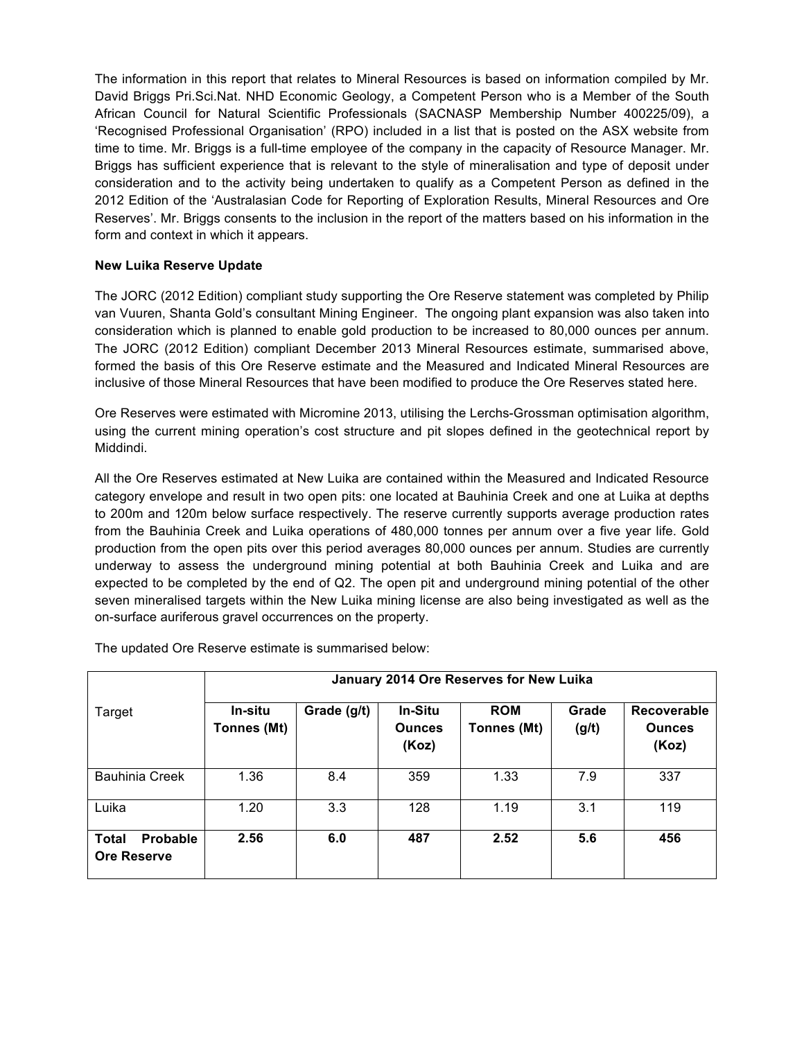The information in this report that relates to Mineral Resources is based on information compiled by Mr. David Briggs Pri.Sci.Nat. NHD Economic Geology, a Competent Person who is a Member of the South African Council for Natural Scientific Professionals (SACNASP Membership Number 400225/09), a 'Recognised Professional Organisation' (RPO) included in a list that is posted on the ASX website from time to time. Mr. Briggs is a full-time employee of the company in the capacity of Resource Manager. Mr. Briggs has sufficient experience that is relevant to the style of mineralisation and type of deposit under consideration and to the activity being undertaken to qualify as a Competent Person as defined in the 2012 Edition of the 'Australasian Code for Reporting of Exploration Results, Mineral Resources and Ore Reserves'. Mr. Briggs consents to the inclusion in the report of the matters based on his information in the form and context in which it appears.

**New Luika Reserve Update**

The JORC (2012 Edition) compliant study supporting the Ore Reserve statement was completed by Philip van Vuuren, Shanta Gold's consultant Mining Engineer. The ongoing plant expansion was also taken into consideration which is planned to enable gold production to be increased to 80,000 ounces per annum. The JORC (2012 Edition) compliant December 2013 Mineral Resources estimate, summarised above, formed the basis of this Ore Reserve estimate and the Measured and Indicated Mineral Resources are inclusive of those Mineral Resources that have been modified to produce the Ore Reserves stated here.

Ore Reserves were estimated with Micromine 2013, utilising the Lerchs-Grossman optimisation algorithm, using the current mining operation's cost structure and pit slopes defined in the geotechnical report by Middindi.

All the Ore Reserves estimated at New Luika are contained within the Measured and Indicated Resource category envelope and result in two open pits: one located at Bauhinia Creek and one at Luika at depths to 200m and 120m below surface respectively. The reserve currently supports average production rates from the Bauhinia Creek and Luika operations of 480,000 tonnes per annum over a five year life. Gold production from the open pits over this period averages 80,000 ounces per annum. Studies are currently underway to assess the underground mining potential at both Bauhinia Creek and Luika and are expected to be completed by the end of Q2. The open pit and underground mining potential of the other seven mineralised targets within the New Luika mining license are also being investigated as well as the on-surface auriferous gravel occurrences on the property.

The updated Ore Reserve estimate is summarised below:

| | January 2014 Ore Reserves for New Luika | | | | | |
|---|---|---|---|---|---|---|
| Target | In-situ Tonnes (Mt) | Grade (g/t) | In-Situ Ounces (Koz) | ROM Tonnes (Mt) | Grade (g/t) | Recoverable Ounces (Koz) |
| Bauhinia Creek | 1.36 | 8.4 | 359 | 1.33 | 7.9 | 337 |
| Luika | 1.20 | 3.3 | 128 | 1.19 | 3.1 | 119 |
| **Total Probable Ore Reserve** | **2.56** | **6.0** | **487** | **2.52** | **5.6** | **456** |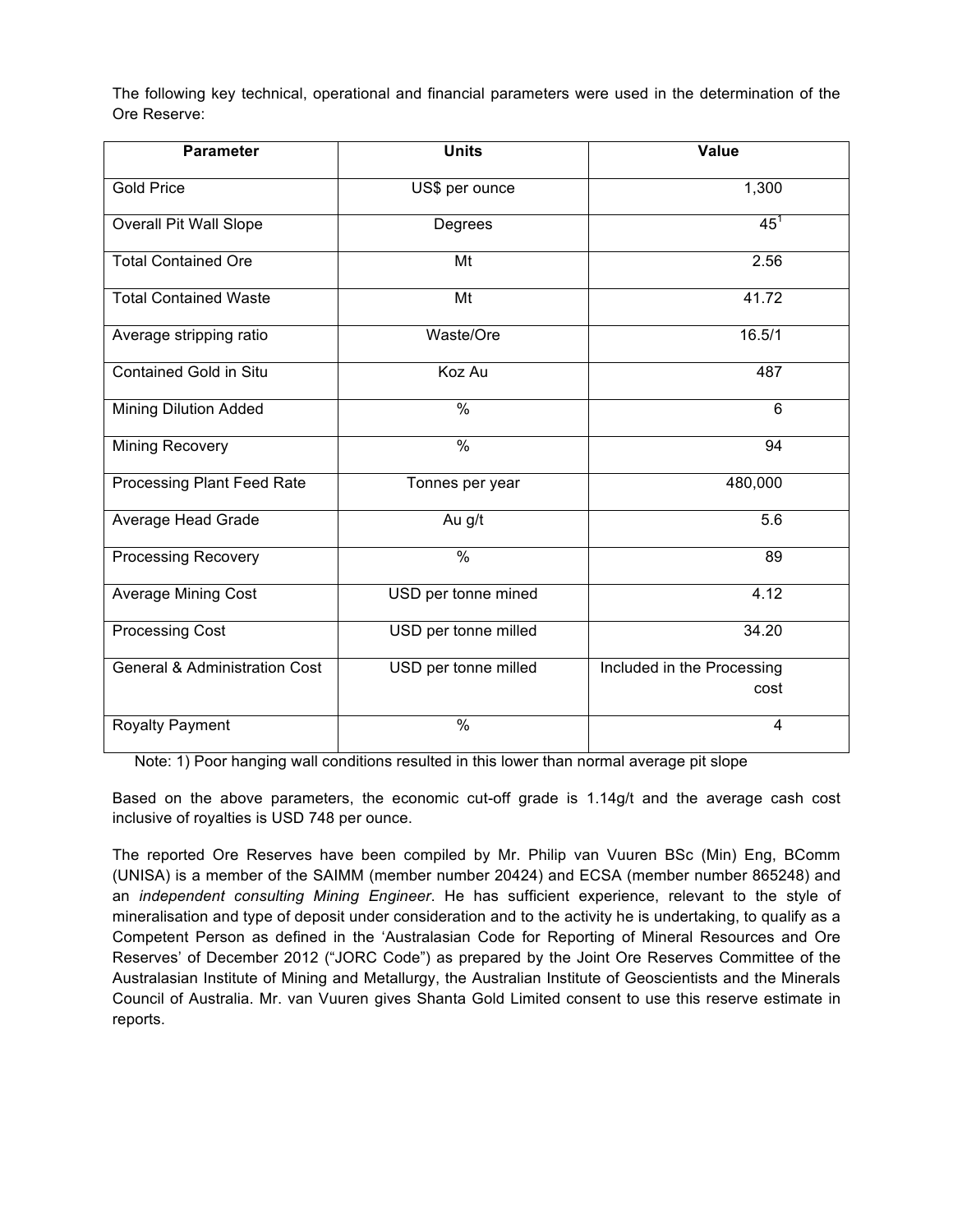The following key technical, operational and financial parameters were used in the determination of the Ore Reserve:

| Parameter | Units | Value |
|---|---|---|
| Gold Price | US$ per ounce | 1,300 |
| Overall Pit Wall Slope | Degrees | 45[1] |
| Total Contained Ore | Mt | 2.56 |
| Total Contained Waste | Mt | 41.72 |
| Average stripping ratio | Waste/Ore | 16.5/1 |
| Contained Gold in Situ | Koz Au | 487 |
| Mining Dilution Added | % | 6 |
| Mining Recovery | % | 94 |
| Processing Plant Feed Rate | Tonnes per year | 480,000 |
| Average Head Grade | Au g/t | 5.6 |
| Processing Recovery | % | 89 |
| Average Mining Cost | USD per tonne mined | 4.12 |
| Processing Cost | USD per tonne milled | 34.20 |
| General & Administration Cost | USD per tonne milled | Included in the Processing cost |
| Royalty Payment | % | 4 |

Note: 1) Poor hanging wall conditions resulted in this lower than normal average pit slope

Based on the above parameters, the economic cut-off grade is 1.14g/t and the average cash cost inclusive of royalties is USD 748 per ounce.

The reported Ore Reserves have been compiled by Mr. Philip van Vuuren BSc (Min) Eng, BComm (UNISA) is a member of the SAIMM (member number 20424) and ECSA (member number 865248) and an *independent consulting Mining Engineer*. He has sufficient experience, relevant to the style of mineralisation and type of deposit under consideration and to the activity he is undertaking, to qualify as a Competent Person as defined in the 'Australasian Code for Reporting of Mineral Resources and Ore Reserves' of December 2012 ("JORC Code") as prepared by the Joint Ore Reserves Committee of the Australasian Institute of Mining and Metallurgy, the Australian Institute of Geoscientists and the Minerals Council of Australia. Mr. van Vuuren gives Shanta Gold Limited consent to use this reserve estimate in reports.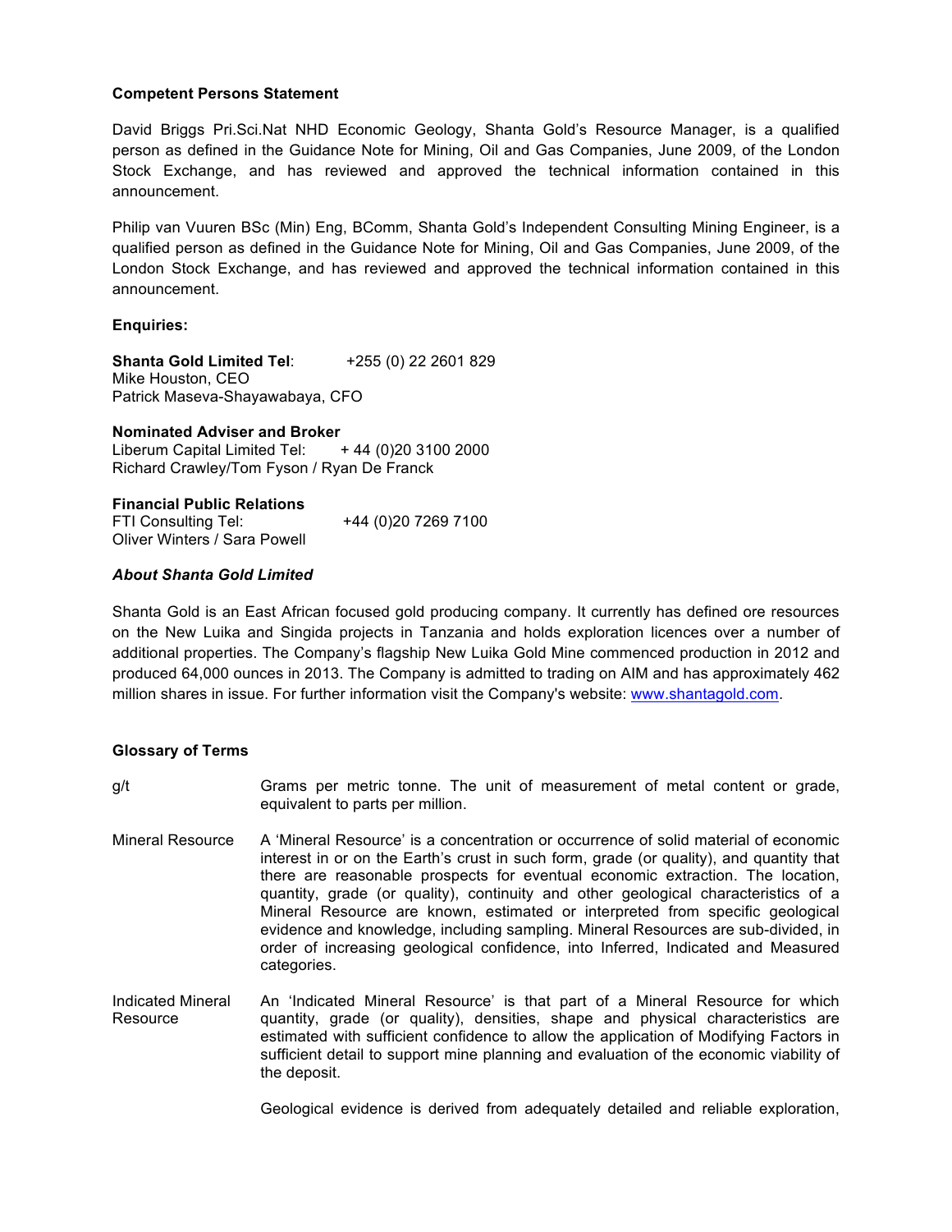**Competent Persons Statement**

David Briggs Pri.Sci.Nat NHD Economic Geology, Shanta Gold's Resource Manager, is a qualified person as defined in the Guidance Note for Mining, Oil and Gas Companies, June 2009, of the London Stock Exchange, and has reviewed and approved the technical information contained in this announcement.

Philip van Vuuren BSc (Min) Eng, BComm, Shanta Gold's Independent Consulting Mining Engineer, is a qualified person as defined in the Guidance Note for Mining, Oil and Gas Companies, June 2009, of the London Stock Exchange, and has reviewed and approved the technical information contained in this announcement.

**Enquiries:**

**Shanta Gold Limited Tel**: +255 (0) 22 2601 829
Mike Houston, CEO
Patrick Maseva-Shayawabaya, CFO

**Nominated Adviser and Broker**
Liberum Capital Limited Tel: + 44 (0)20 3100 2000
Richard Crawley/Tom Fyson / Ryan De Franck

**Financial Public Relations**
FTI Consulting Tel: +44 (0)20 7269 7100
Oliver Winters / Sara Powell

***About Shanta Gold Limited***

Shanta Gold is an East African focused gold producing company. It currently has defined ore resources on the New Luika and Singida projects in Tanzania and holds exploration licences over a number of additional properties. The Company's flagship New Luika Gold Mine commenced production in 2012 and produced 64,000 ounces in 2013. The Company is admitted to trading on AIM and has approximately 462 million shares in issue. For further information visit the Company's website: www.shantagold.com.

**Glossary of Terms**

g/t — Grams per metric tonne. The unit of measurement of metal content or grade, equivalent to parts per million.

Mineral Resource — A 'Mineral Resource' is a concentration or occurrence of solid material of economic interest in or on the Earth's crust in such form, grade (or quality), and quantity that there are reasonable prospects for eventual economic extraction. The location, quantity, grade (or quality), continuity and other geological characteristics of a Mineral Resource are known, estimated or interpreted from specific geological evidence and knowledge, including sampling. Mineral Resources are sub-divided, in order of increasing geological confidence, into Inferred, Indicated and Measured categories.

Indicated Mineral Resource — An 'Indicated Mineral Resource' is that part of a Mineral Resource for which quantity, grade (or quality), densities, shape and physical characteristics are estimated with sufficient confidence to allow the application of Modifying Factors in sufficient detail to support mine planning and evaluation of the economic viability of the deposit.

Geological evidence is derived from adequately detailed and reliable exploration,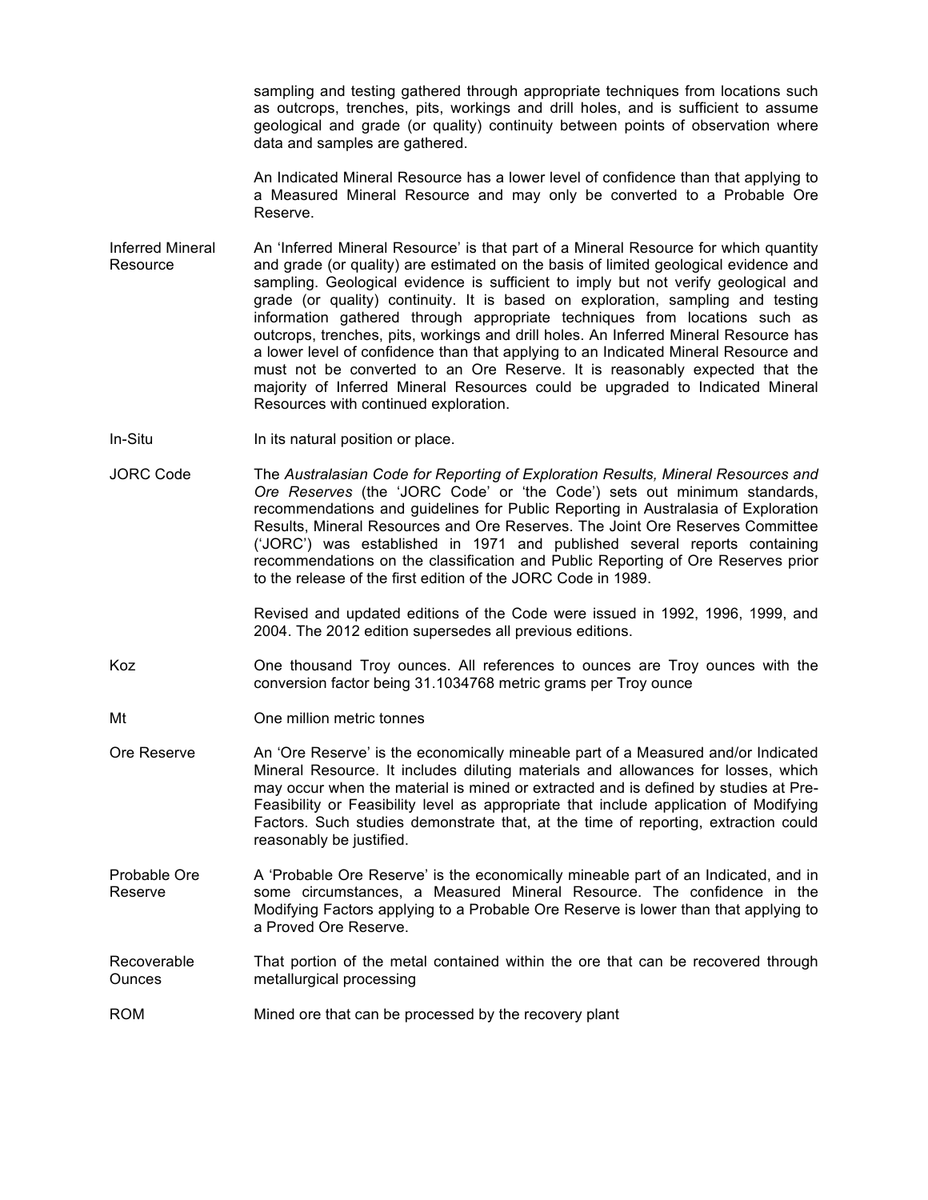sampling and testing gathered through appropriate techniques from locations such as outcrops, trenches, pits, workings and drill holes, and is sufficient to assume geological and grade (or quality) continuity between points of observation where data and samples are gathered.

An Indicated Mineral Resource has a lower level of confidence than that applying to a Measured Mineral Resource and may only be converted to a Probable Ore Reserve.

| | |
|---|---|
| Inferred Mineral Resource | An 'Inferred Mineral Resource' is that part of a Mineral Resource for which quantity and grade (or quality) are estimated on the basis of limited geological evidence and sampling. Geological evidence is sufficient to imply but not verify geological and grade (or quality) continuity. It is based on exploration, sampling and testing information gathered through appropriate techniques from locations such as outcrops, trenches, pits, workings and drill holes. An Inferred Mineral Resource has a lower level of confidence than that applying to an Indicated Mineral Resource and must not be converted to an Ore Reserve. It is reasonably expected that the majority of Inferred Mineral Resources could be upgraded to Indicated Mineral Resources with continued exploration. |
| In-Situ | In its natural position or place. |
| JORC Code | The *Australasian Code for Reporting of Exploration Results, Mineral Resources and Ore Reserves* (the 'JORC Code' or 'the Code') sets out minimum standards, recommendations and guidelines for Public Reporting in Australasia of Exploration Results, Mineral Resources and Ore Reserves. The Joint Ore Reserves Committee ('JORC') was established in 1971 and published several reports containing recommendations on the classification and Public Reporting of Ore Reserves prior to the release of the first edition of the JORC Code in 1989.<br><br>Revised and updated editions of the Code were issued in 1992, 1996, 1999, and 2004. The 2012 edition supersedes all previous editions. |
| Koz | One thousand Troy ounces. All references to ounces are Troy ounces with the conversion factor being 31.1034768 metric grams per Troy ounce |
| Mt | One million metric tonnes |
| Ore Reserve | An 'Ore Reserve' is the economically mineable part of a Measured and/or Indicated Mineral Resource. It includes diluting materials and allowances for losses, which may occur when the material is mined or extracted and is defined by studies at Pre-Feasibility or Feasibility level as appropriate that include application of Modifying Factors. Such studies demonstrate that, at the time of reporting, extraction could reasonably be justified. |
| Probable Ore Reserve | A 'Probable Ore Reserve' is the economically mineable part of an Indicated, and in some circumstances, a Measured Mineral Resource. The confidence in the Modifying Factors applying to a Probable Ore Reserve is lower than that applying to a Proved Ore Reserve. |
| Recoverable Ounces | That portion of the metal contained within the ore that can be recovered through metallurgical processing |
| ROM | Mined ore that can be processed by the recovery plant |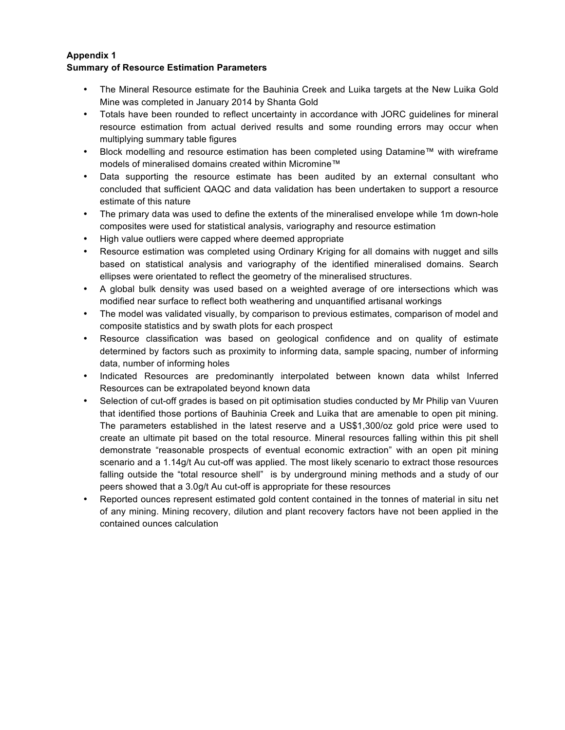**Appendix 1**
**Summary of Resource Estimation Parameters**

- The Mineral Resource estimate for the Bauhinia Creek and Luika targets at the New Luika Gold Mine was completed in January 2014 by Shanta Gold
- Totals have been rounded to reflect uncertainty in accordance with JORC guidelines for mineral resource estimation from actual derived results and some rounding errors may occur when multiplying summary table figures
- Block modelling and resource estimation has been completed using Datamine™ with wireframe models of mineralised domains created within Micromine™
- Data supporting the resource estimate has been audited by an external consultant who concluded that sufficient QAQC and data validation has been undertaken to support a resource estimate of this nature
- The primary data was used to define the extents of the mineralised envelope while 1m down-hole composites were used for statistical analysis, variography and resource estimation
- High value outliers were capped where deemed appropriate
- Resource estimation was completed using Ordinary Kriging for all domains with nugget and sills based on statistical analysis and variography of the identified mineralised domains. Search ellipses were orientated to reflect the geometry of the mineralised structures.
- A global bulk density was used based on a weighted average of ore intersections which was modified near surface to reflect both weathering and unquantified artisanal workings
- The model was validated visually, by comparison to previous estimates, comparison of model and composite statistics and by swath plots for each prospect
- Resource classification was based on geological confidence and on quality of estimate determined by factors such as proximity to informing data, sample spacing, number of informing data, number of informing holes
- Indicated Resources are predominantly interpolated between known data whilst Inferred Resources can be extrapolated beyond known data
- Selection of cut-off grades is based on pit optimisation studies conducted by Mr Philip van Vuuren that identified those portions of Bauhinia Creek and Luika that are amenable to open pit mining. The parameters established in the latest reserve and a US$1,300/oz gold price were used to create an ultimate pit based on the total resource. Mineral resources falling within this pit shell demonstrate "reasonable prospects of eventual economic extraction" with an open pit mining scenario and a 1.14g/t Au cut-off was applied. The most likely scenario to extract those resources falling outside the "total resource shell" is by underground mining methods and a study of our peers showed that a 3.0g/t Au cut-off is appropriate for these resources
- Reported ounces represent estimated gold content contained in the tonnes of material in situ net of any mining. Mining recovery, dilution and plant recovery factors have not been applied in the contained ounces calculation